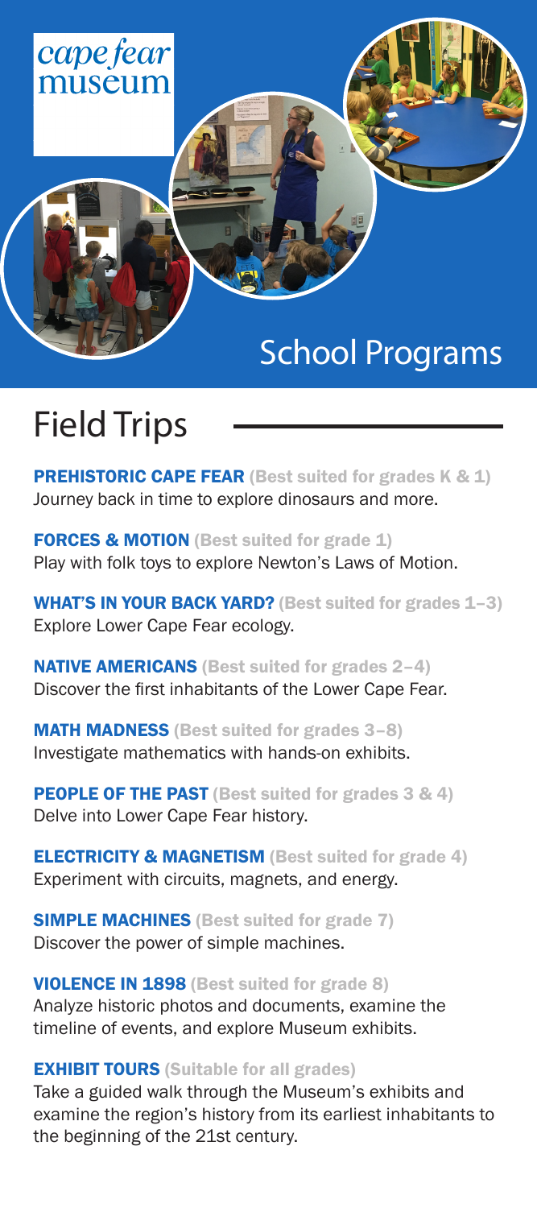cape fear museum

# School Programs

## Field Trips

**PREHISTORIC CAPE FEAR** (Best suited for grades K & 1)
Journey back in time to explore dinosaurs and more.

**FORCES & MOTION** (Best suited for grade 1)
Play with folk toys to explore Newton's Laws of Motion.

**WHAT'S IN YOUR BACK YARD?** (Best suited for grades 1–3)
Explore Lower Cape Fear ecology.

**NATIVE AMERICANS** (Best suited for grades 2–4)
Discover the first inhabitants of the Lower Cape Fear.

**MATH MADNESS** (Best suited for grades 3–8)
Investigate mathematics with hands-on exhibits.

**PEOPLE OF THE PAST** (Best suited for grades 3 & 4)
Delve into Lower Cape Fear history.

**ELECTRICITY & MAGNETISM** (Best suited for grade 4)
Experiment with circuits, magnets, and energy.

**SIMPLE MACHINES** (Best suited for grade 7)
Discover the power of simple machines.

**VIOLENCE IN 1898** (Best suited for grade 8)
Analyze historic photos and documents, examine the timeline of events, and explore Museum exhibits.

**EXHIBIT TOURS** (Suitable for all grades)
Take a guided walk through the Museum's exhibits and examine the region's history from its earliest inhabitants to the beginning of the 21st century.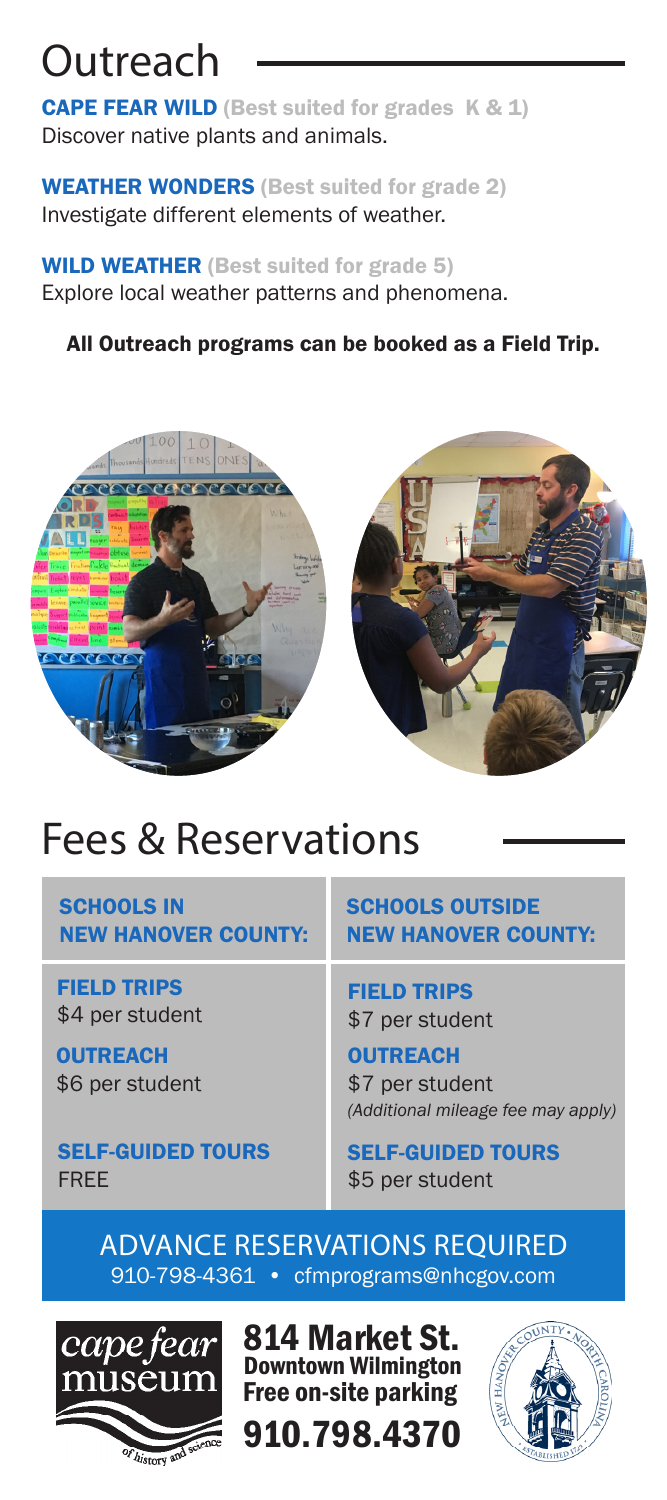# Outreach

**CAPE FEAR WILD** (Best suited for grades K & 1)
Discover native plants and animals.

**WEATHER WONDERS** (Best suited for grade 2)
Investigate different elements of weather.

**WILD WEATHER** (Best suited for grade 5)
Explore local weather patterns and phenomena.

**All Outreach programs can be booked as a Field Trip.**

# Fees & Reservations

| SCHOOLS IN NEW HANOVER COUNTY: | SCHOOLS OUTSIDE NEW HANOVER COUNTY: |
|---|---|
| **FIELD TRIPS** $4 per student | **FIELD TRIPS** $7 per student |
| **OUTREACH** $6 per student | **OUTREACH** $7 per student *(Additional mileage fee may apply)* |
| **SELF-GUIDED TOURS** FREE | **SELF-GUIDED TOURS** $5 per student |

ADVANCE RESERVATIONS REQUIRED
910-798-4361 • cfmprograms@nhcgov.com

cape fear museum of history and science

**814 Market St.**
**Downtown Wilmington**
**Free on-site parking**
**910.798.4370**